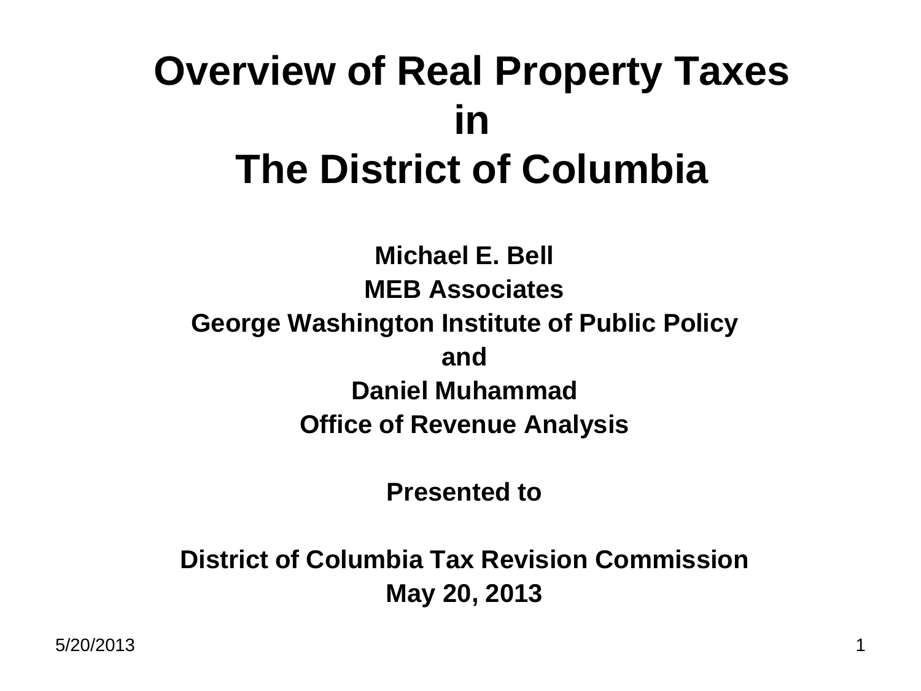# Overview of Real Property Taxes in The District of Columbia

**Michael E. Bell**

**MEB Associates**

**George Washington Institute of Public Policy**

**and**

**Daniel Muhammad**

**Office of Revenue Analysis**

**Presented to**

**District of Columbia Tax Revision Commission**

**May 20, 2013**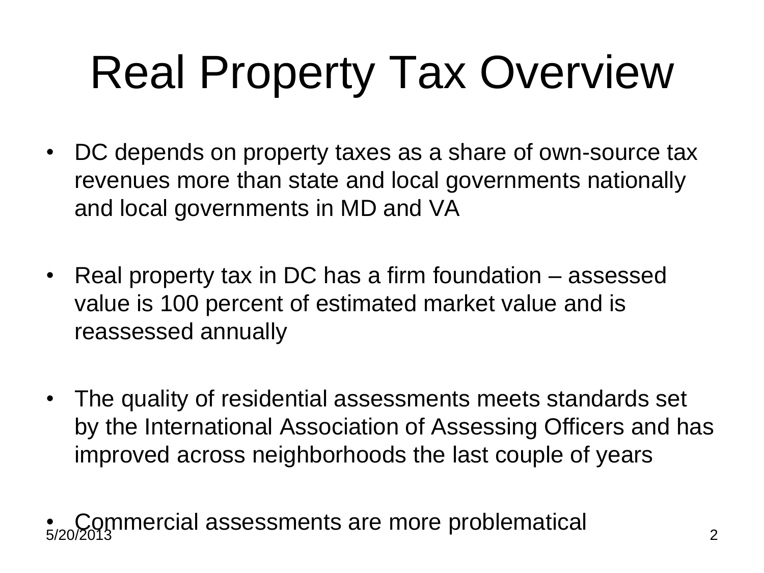# Real Property Tax Overview

- DC depends on property taxes as a share of own-source tax revenues more than state and local governments nationally and local governments in MD and VA
- Real property tax in DC has a firm foundation – assessed value is 100 percent of estimated market value and is reassessed annually
- The quality of residential assessments meets standards set by the International Association of Assessing Officers and has improved across neighborhoods the last couple of years
- Commercial assessments are more problematical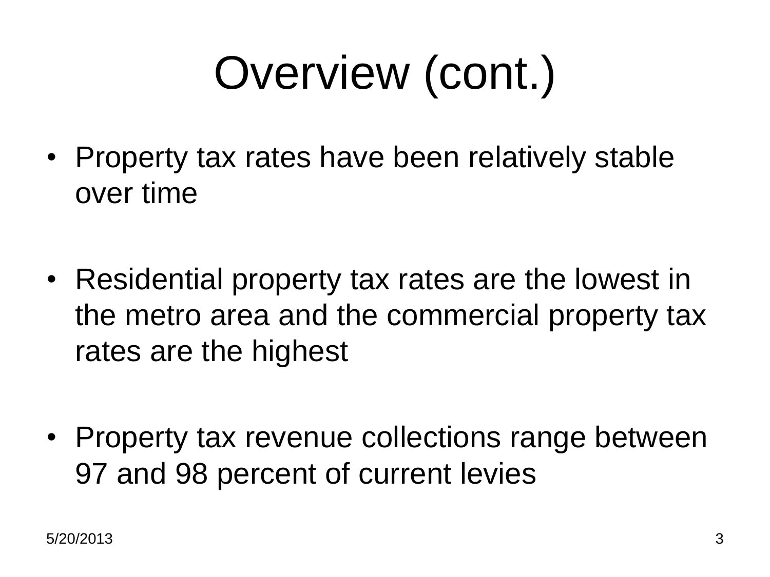# Overview (cont.)

- Property tax rates have been relatively stable over time
- Residential property tax rates are the lowest in the metro area and the commercial property tax rates are the highest
- Property tax revenue collections range between 97 and 98 percent of current levies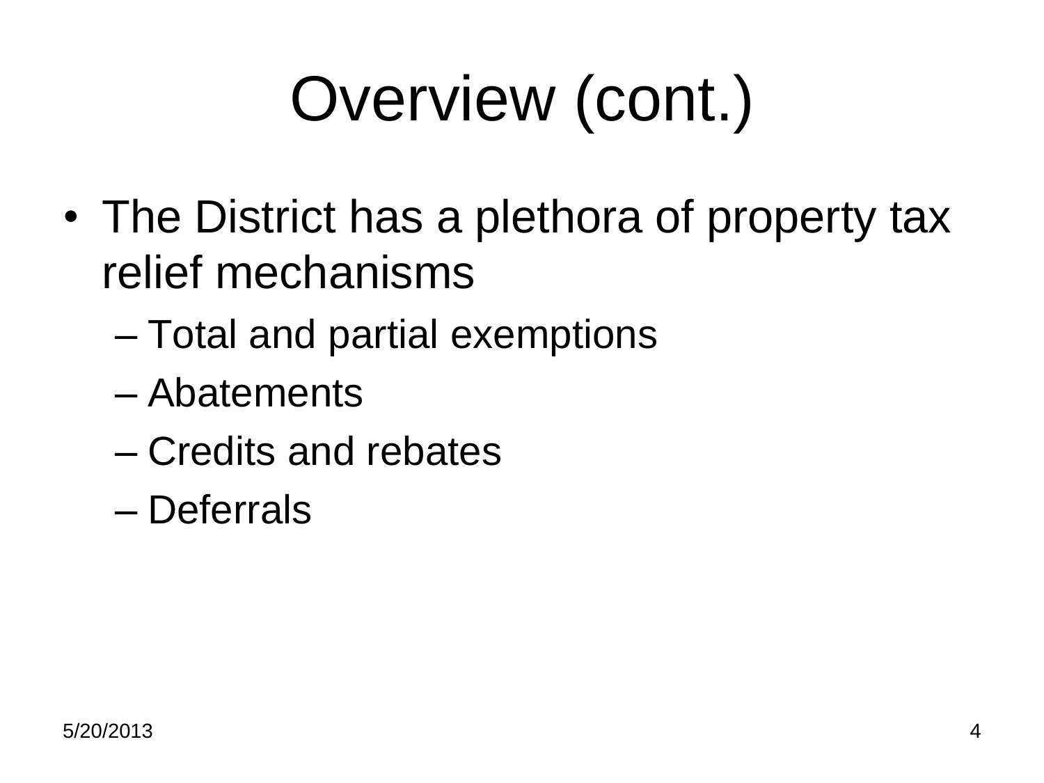# Overview (cont.)

- The District has a plethora of property tax relief mechanisms
  - Total and partial exemptions
  - Abatements
  - Credits and rebates
  - Deferrals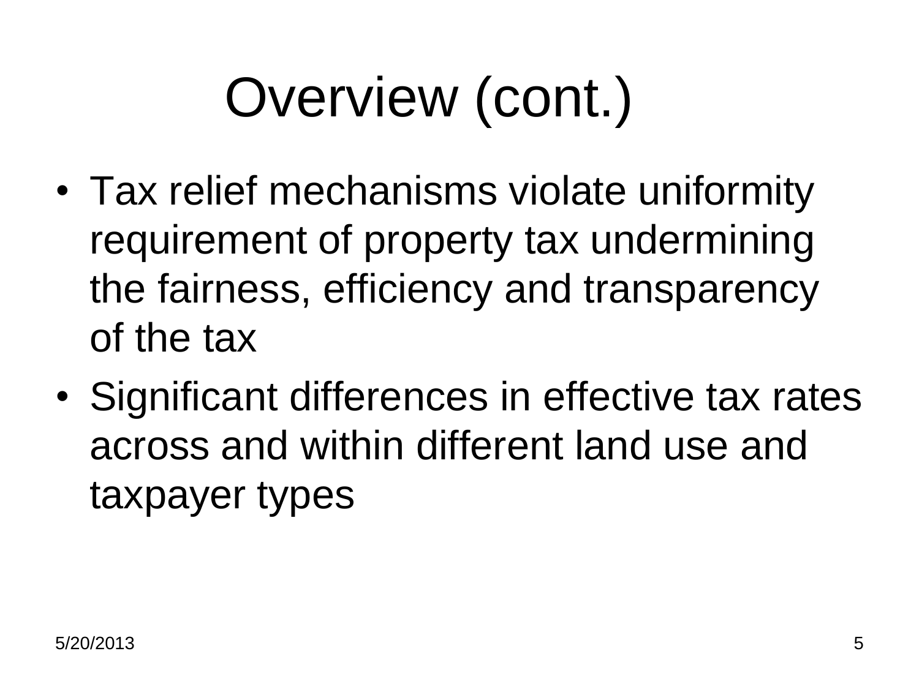# Overview (cont.)

- Tax relief mechanisms violate uniformity requirement of property tax undermining the fairness, efficiency and transparency of the tax
- Significant differences in effective tax rates across and within different land use and taxpayer types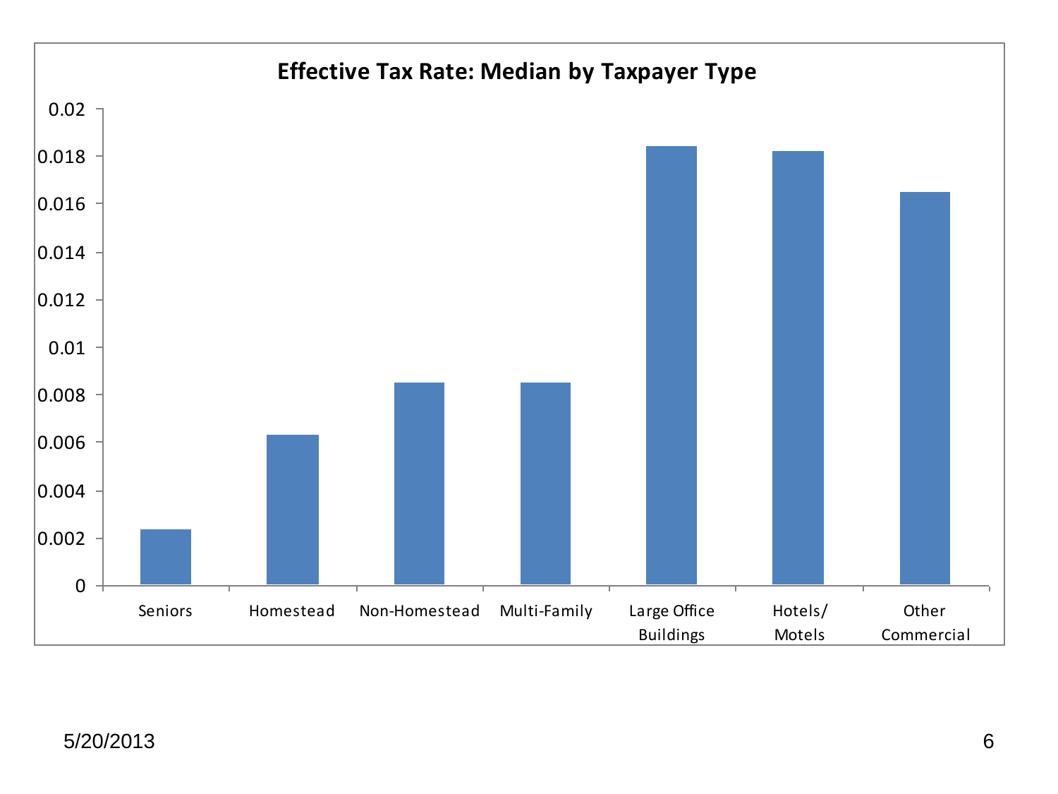**Effective Tax Rate: Median by Taxpayer Type**

0.02
0.018
0.016
0.014
0.012
0.01
0.008
0.006
0.004
0.002
0

Seniors | Homestead | Non-Homestead | Multi-Family | Large Office Buildings | Hotels/ Motels | Other Commercial

5/20/2013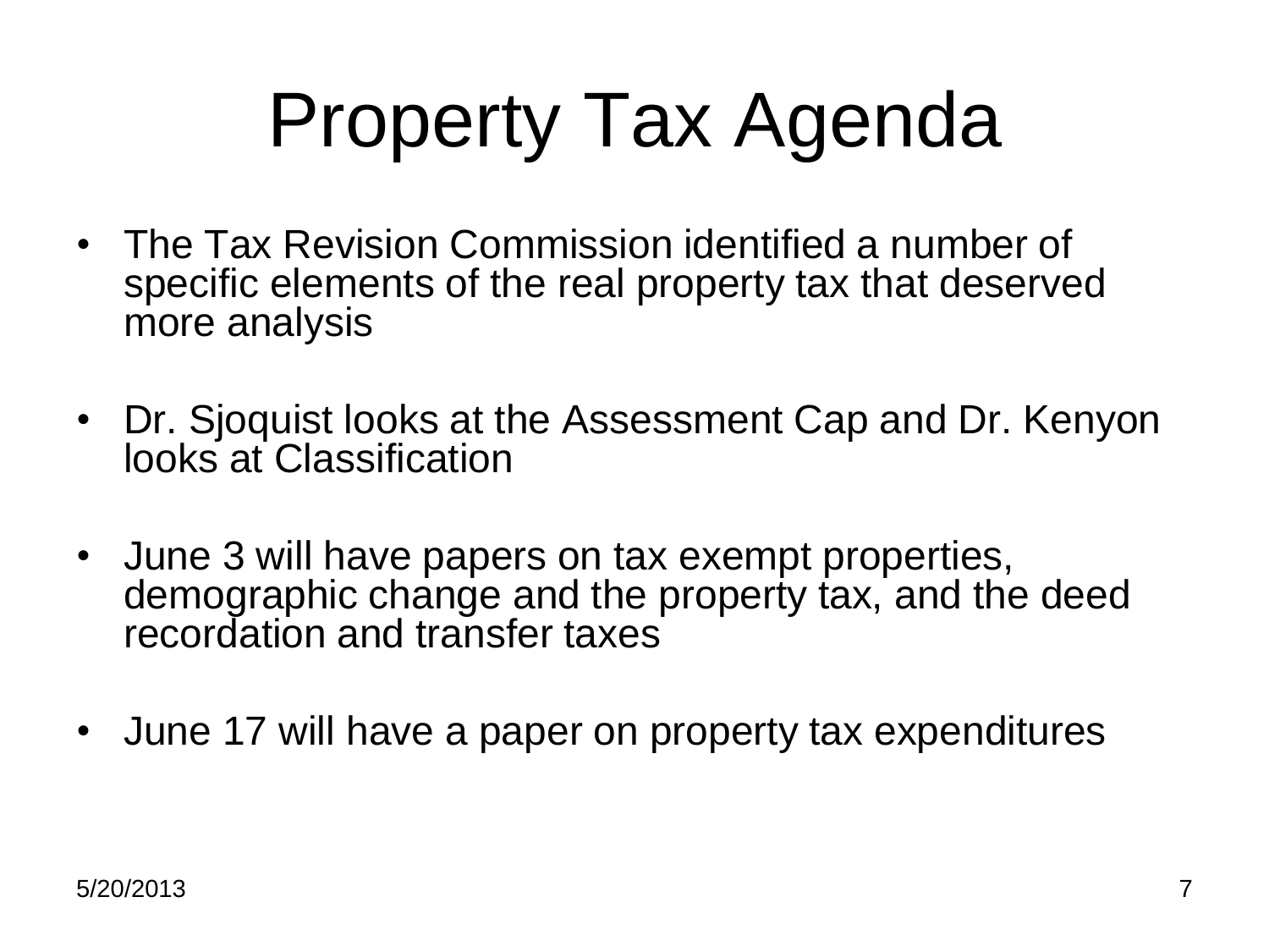# Property Tax Agenda

- The Tax Revision Commission identified a number of specific elements of the real property tax that deserved more analysis
- Dr. Sjoquist looks at the Assessment Cap and Dr. Kenyon looks at Classification
- June 3 will have papers on tax exempt properties, demographic change and the property tax, and the deed recordation and transfer taxes
- June 17 will have a paper on property tax expenditures